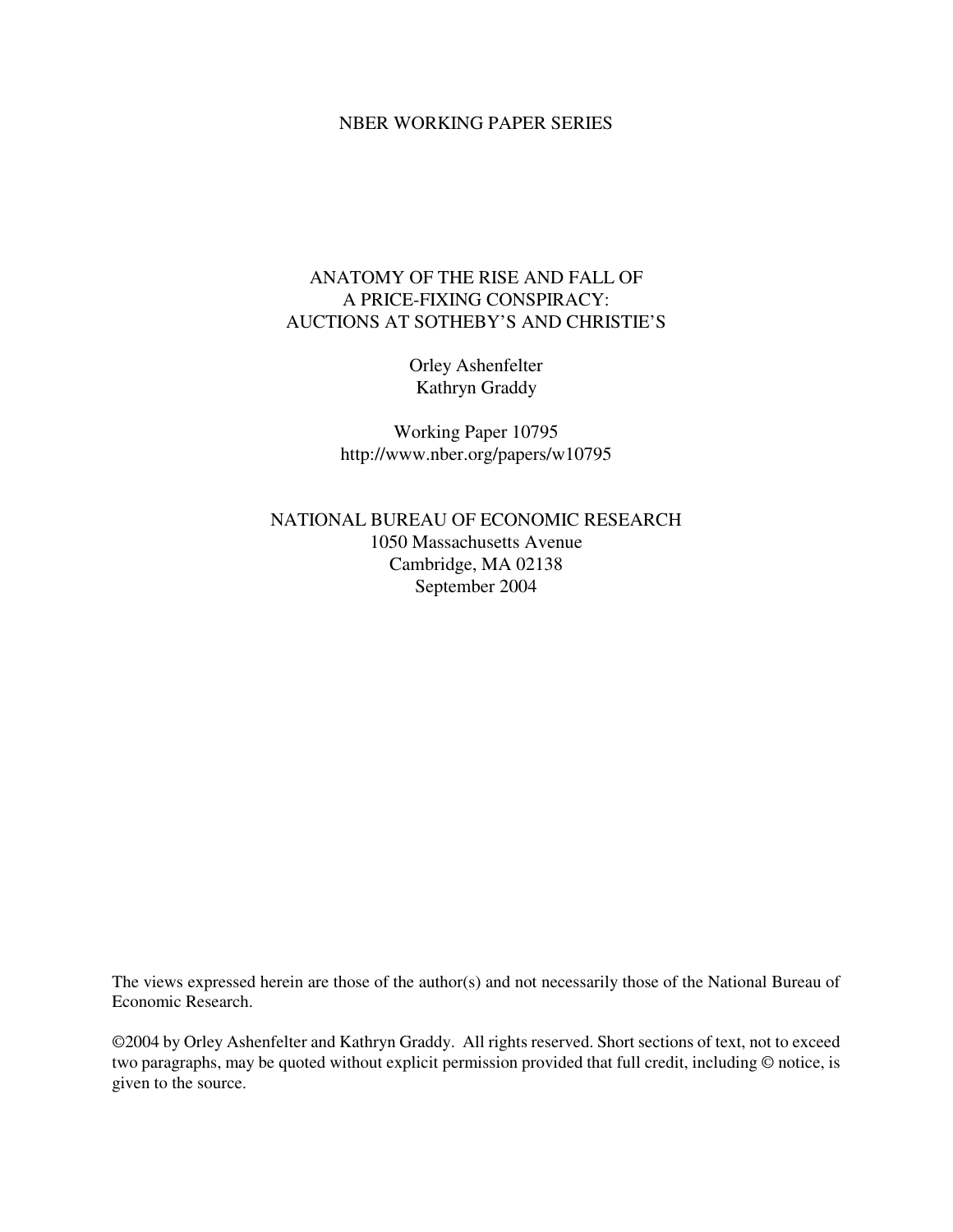NBER WORKING PAPER SERIES

# ANATOMY OF THE RISE AND FALL OF A PRICE-FIXING CONSPIRACY: AUCTIONS AT SOTHEBY'S AND CHRISTIE'S

Orley Ashenfelter
Kathryn Graddy

Working Paper 10795
http://www.nber.org/papers/w10795

NATIONAL BUREAU OF ECONOMIC RESEARCH
1050 Massachusetts Avenue
Cambridge, MA 02138
September 2004

The views expressed herein are those of the author(s) and not necessarily those of the National Bureau of Economic Research.

©2004 by Orley Ashenfelter and Kathryn Graddy. All rights reserved. Short sections of text, not to exceed two paragraphs, may be quoted without explicit permission provided that full credit, including © notice, is given to the source.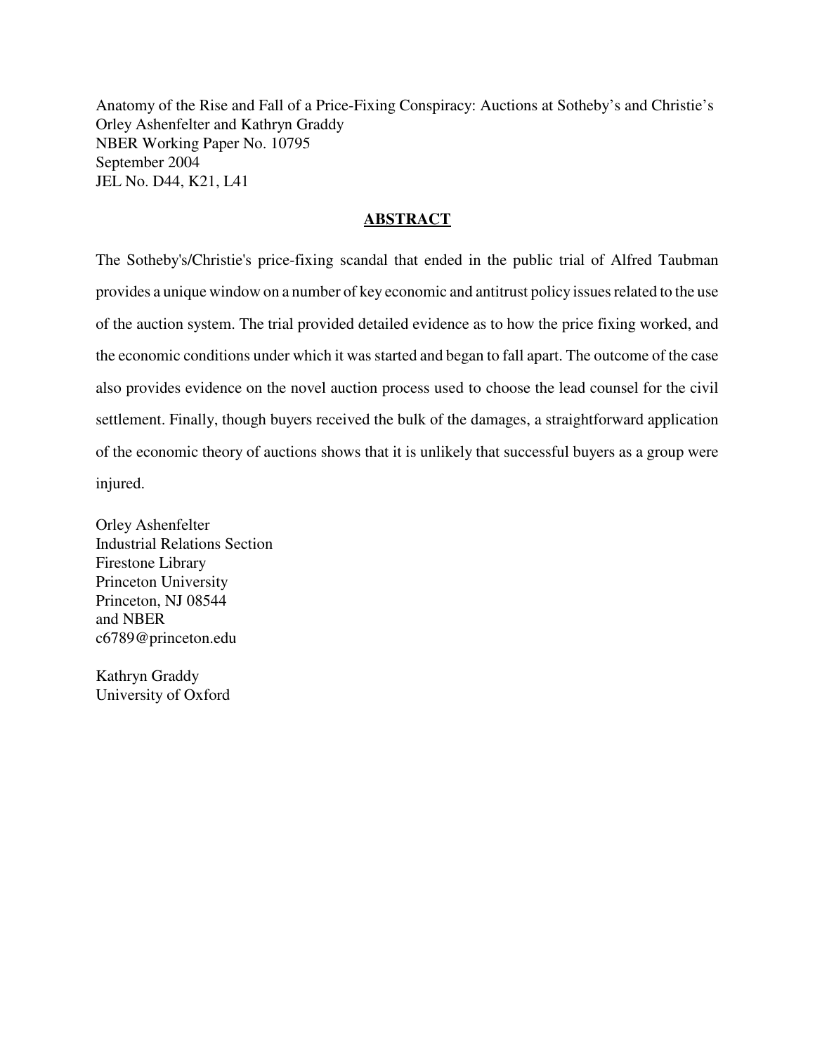Anatomy of the Rise and Fall of a Price-Fixing Conspiracy: Auctions at Sotheby's and Christie's
Orley Ashenfelter and Kathryn Graddy
NBER Working Paper No. 10795
September 2004
JEL No. D44, K21, L41

## ABSTRACT

The Sotheby's/Christie's price-fixing scandal that ended in the public trial of Alfred Taubman provides a unique window on a number of key economic and antitrust policy issues related to the use of the auction system. The trial provided detailed evidence as to how the price fixing worked, and the economic conditions under which it was started and began to fall apart. The outcome of the case also provides evidence on the novel auction process used to choose the lead counsel for the civil settlement. Finally, though buyers received the bulk of the damages, a straightforward application of the economic theory of auctions shows that it is unlikely that successful buyers as a group were injured.

Orley Ashenfelter
Industrial Relations Section
Firestone Library
Princeton University
Princeton, NJ 08544
and NBER
c6789@princeton.edu

Kathryn Graddy
University of Oxford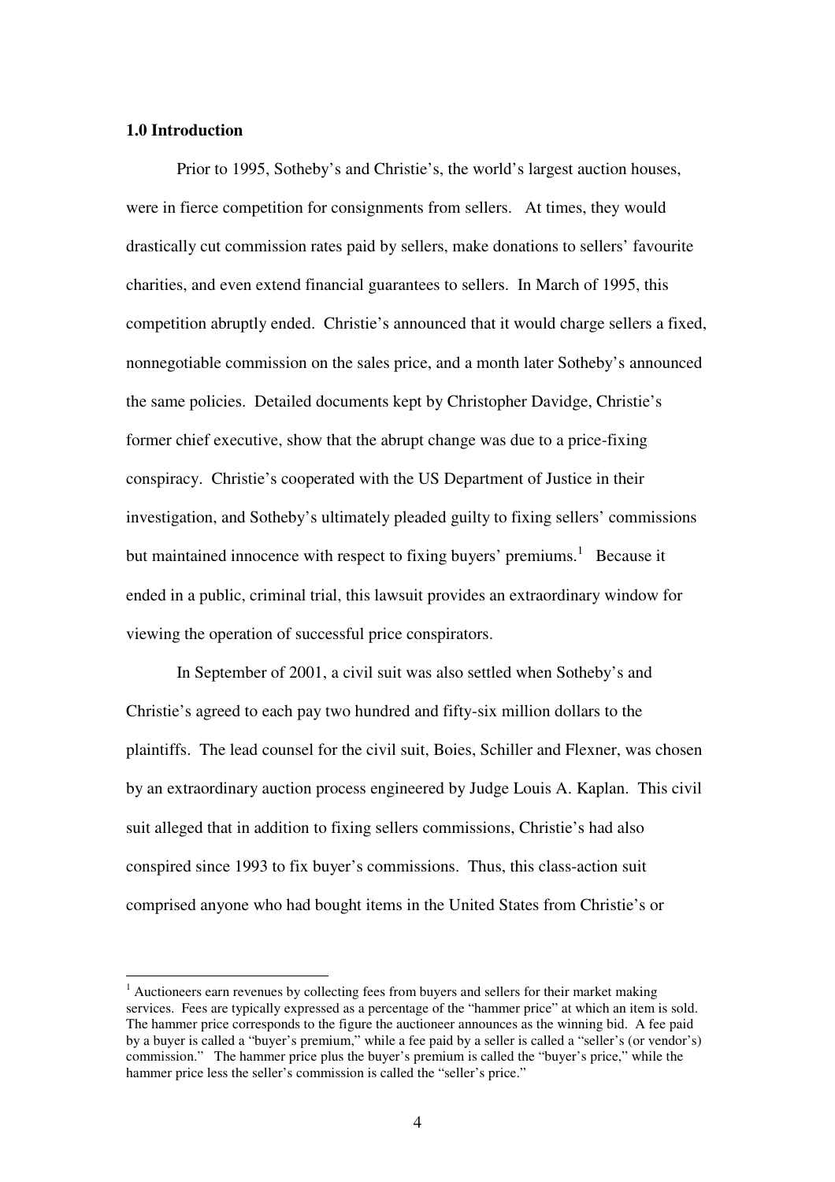## 1.0 Introduction

Prior to 1995, Sotheby's and Christie's, the world's largest auction houses, were in fierce competition for consignments from sellers. At times, they would drastically cut commission rates paid by sellers, make donations to sellers' favourite charities, and even extend financial guarantees to sellers. In March of 1995, this competition abruptly ended. Christie's announced that it would charge sellers a fixed, nonnegotiable commission on the sales price, and a month later Sotheby's announced the same policies. Detailed documents kept by Christopher Davidge, Christie's former chief executive, show that the abrupt change was due to a price-fixing conspiracy. Christie's cooperated with the US Department of Justice in their investigation, and Sotheby's ultimately pleaded guilty to fixing sellers' commissions but maintained innocence with respect to fixing buyers' premiums.[1] Because it ended in a public, criminal trial, this lawsuit provides an extraordinary window for viewing the operation of successful price conspirators.

In September of 2001, a civil suit was also settled when Sotheby's and Christie's agreed to each pay two hundred and fifty-six million dollars to the plaintiffs. The lead counsel for the civil suit, Boies, Schiller and Flexner, was chosen by an extraordinary auction process engineered by Judge Louis A. Kaplan. This civil suit alleged that in addition to fixing sellers commissions, Christie's had also conspired since 1993 to fix buyer's commissions. Thus, this class-action suit comprised anyone who had bought items in the United States from Christie's or

---

[1] Auctioneers earn revenues by collecting fees from buyers and sellers for their market making services. Fees are typically expressed as a percentage of the "hammer price" at which an item is sold. The hammer price corresponds to the figure the auctioneer announces as the winning bid. A fee paid by a buyer is called a "buyer's premium," while a fee paid by a seller is called a "seller's (or vendor's) commission." The hammer price plus the buyer's premium is called the "buyer's price," while the hammer price less the seller's commission is called the "seller's price."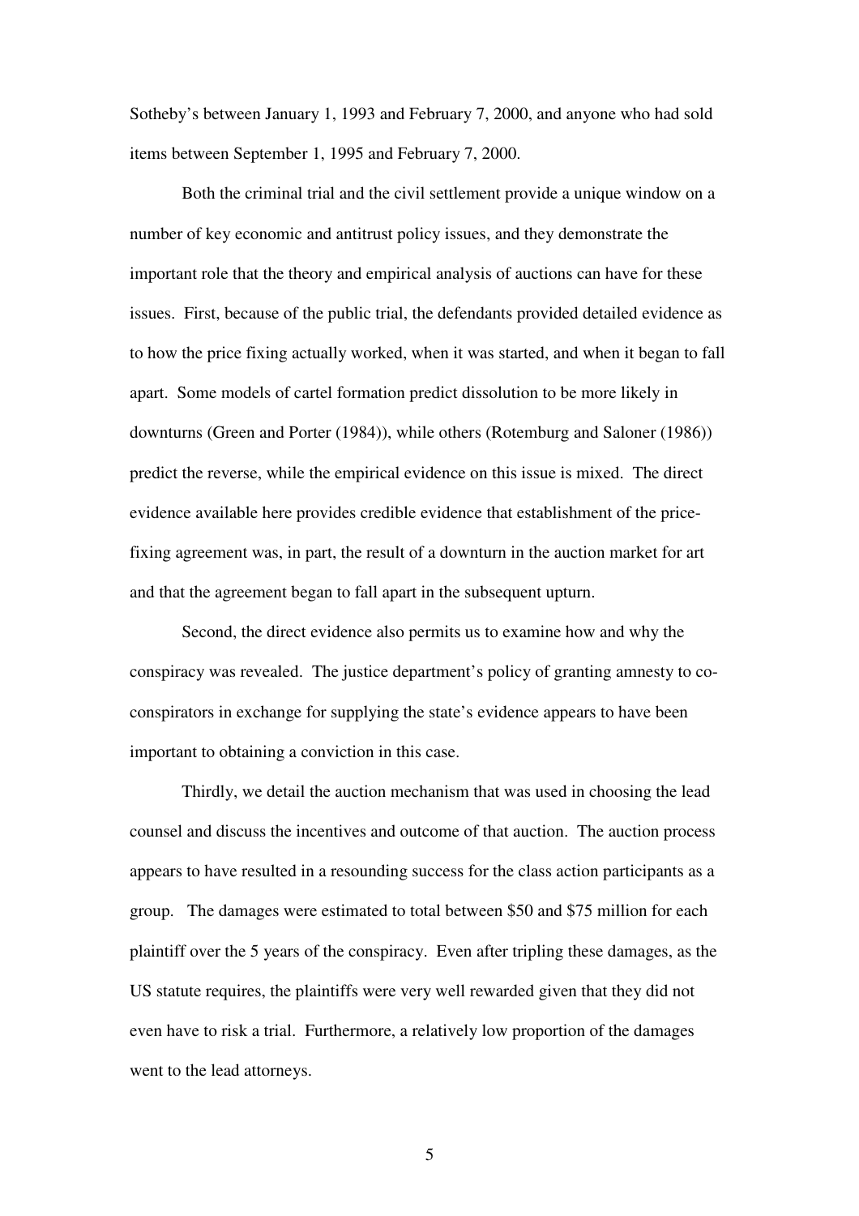Sotheby's between January 1, 1993 and February 7, 2000, and anyone who had sold items between September 1, 1995 and February 7, 2000.

Both the criminal trial and the civil settlement provide a unique window on a number of key economic and antitrust policy issues, and they demonstrate the important role that the theory and empirical analysis of auctions can have for these issues. First, because of the public trial, the defendants provided detailed evidence as to how the price fixing actually worked, when it was started, and when it began to fall apart. Some models of cartel formation predict dissolution to be more likely in downturns (Green and Porter (1984)), while others (Rotemburg and Saloner (1986)) predict the reverse, while the empirical evidence on this issue is mixed. The direct evidence available here provides credible evidence that establishment of the price-fixing agreement was, in part, the result of a downturn in the auction market for art and that the agreement began to fall apart in the subsequent upturn.

Second, the direct evidence also permits us to examine how and why the conspiracy was revealed. The justice department's policy of granting amnesty to co-conspirators in exchange for supplying the state's evidence appears to have been important to obtaining a conviction in this case.

Thirdly, we detail the auction mechanism that was used in choosing the lead counsel and discuss the incentives and outcome of that auction. The auction process appears to have resulted in a resounding success for the class action participants as a group. The damages were estimated to total between $50 and $75 million for each plaintiff over the 5 years of the conspiracy. Even after tripling these damages, as the US statute requires, the plaintiffs were very well rewarded given that they did not even have to risk a trial. Furthermore, a relatively low proportion of the damages went to the lead attorneys.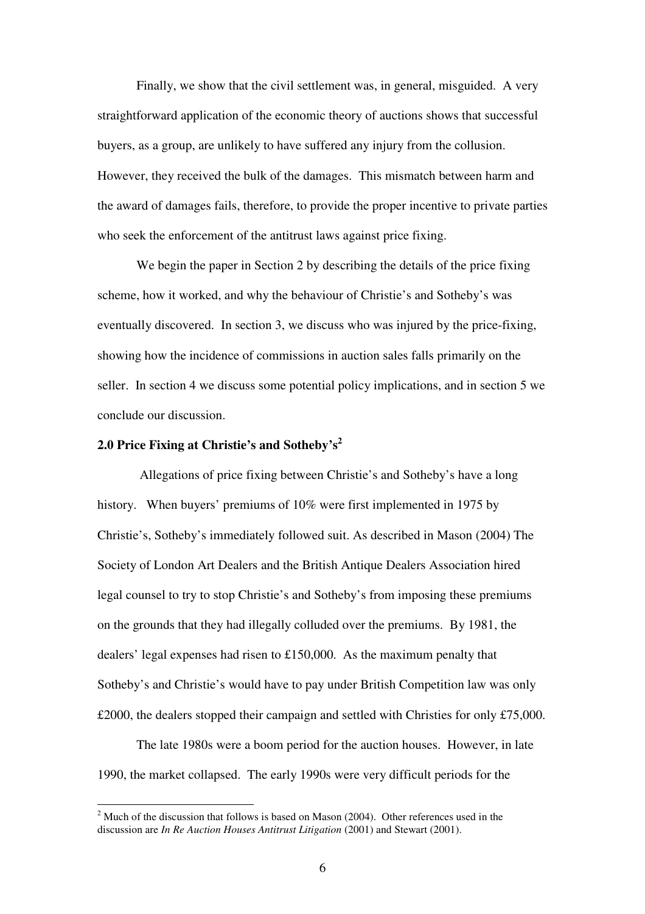Finally, we show that the civil settlement was, in general, misguided. A very straightforward application of the economic theory of auctions shows that successful buyers, as a group, are unlikely to have suffered any injury from the collusion. However, they received the bulk of the damages. This mismatch between harm and the award of damages fails, therefore, to provide the proper incentive to private parties who seek the enforcement of the antitrust laws against price fixing.

We begin the paper in Section 2 by describing the details of the price fixing scheme, how it worked, and why the behaviour of Christie's and Sotheby's was eventually discovered. In section 3, we discuss who was injured by the price-fixing, showing how the incidence of commissions in auction sales falls primarily on the seller. In section 4 we discuss some potential policy implications, and in section 5 we conclude our discussion.

## 2.0 Price Fixing at Christie's and Sotheby's[2]

Allegations of price fixing between Christie's and Sotheby's have a long history. When buyers' premiums of 10% were first implemented in 1975 by Christie's, Sotheby's immediately followed suit. As described in Mason (2004) The Society of London Art Dealers and the British Antique Dealers Association hired legal counsel to try to stop Christie's and Sotheby's from imposing these premiums on the grounds that they had illegally colluded over the premiums. By 1981, the dealers' legal expenses had risen to £150,000. As the maximum penalty that Sotheby's and Christie's would have to pay under British Competition law was only £2000, the dealers stopped their campaign and settled with Christies for only £75,000.

The late 1980s were a boom period for the auction houses. However, in late 1990, the market collapsed. The early 1990s were very difficult periods for the

[2] Much of the discussion that follows is based on Mason (2004). Other references used in the discussion are *In Re Auction Houses Antitrust Litigation* (2001) and Stewart (2001).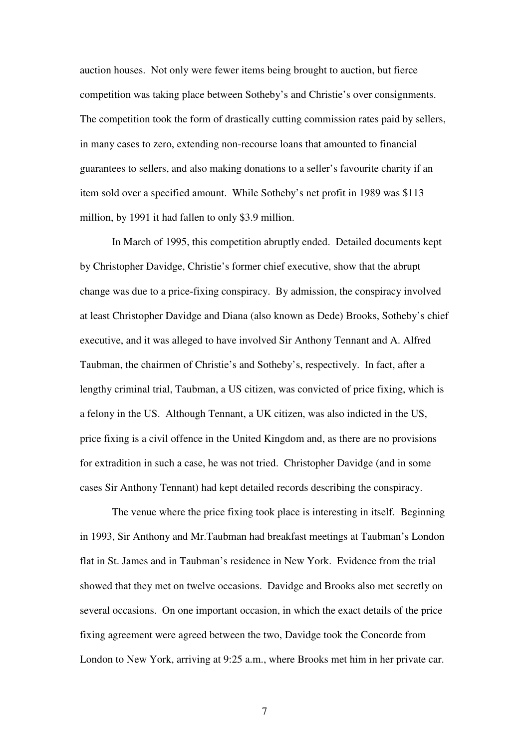auction houses. Not only were fewer items being brought to auction, but fierce competition was taking place between Sotheby's and Christie's over consignments. The competition took the form of drastically cutting commission rates paid by sellers, in many cases to zero, extending non-recourse loans that amounted to financial guarantees to sellers, and also making donations to a seller's favourite charity if an item sold over a specified amount. While Sotheby's net profit in 1989 was $113 million, by 1991 it had fallen to only $3.9 million.

In March of 1995, this competition abruptly ended. Detailed documents kept by Christopher Davidge, Christie's former chief executive, show that the abrupt change was due to a price-fixing conspiracy. By admission, the conspiracy involved at least Christopher Davidge and Diana (also known as Dede) Brooks, Sotheby's chief executive, and it was alleged to have involved Sir Anthony Tennant and A. Alfred Taubman, the chairmen of Christie's and Sotheby's, respectively. In fact, after a lengthy criminal trial, Taubman, a US citizen, was convicted of price fixing, which is a felony in the US. Although Tennant, a UK citizen, was also indicted in the US, price fixing is a civil offence in the United Kingdom and, as there are no provisions for extradition in such a case, he was not tried. Christopher Davidge (and in some cases Sir Anthony Tennant) had kept detailed records describing the conspiracy.

The venue where the price fixing took place is interesting in itself. Beginning in 1993, Sir Anthony and Mr.Taubman had breakfast meetings at Taubman's London flat in St. James and in Taubman's residence in New York. Evidence from the trial showed that they met on twelve occasions. Davidge and Brooks also met secretly on several occasions. On one important occasion, in which the exact details of the price fixing agreement were agreed between the two, Davidge took the Concorde from London to New York, arriving at 9:25 a.m., where Brooks met him in her private car.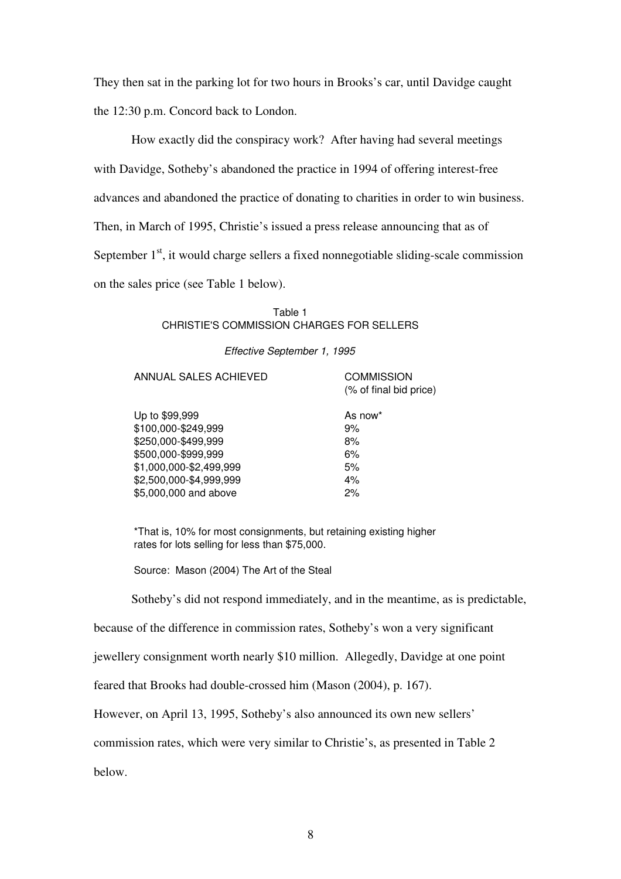They then sat in the parking lot for two hours in Brooks's car, until Davidge caught the 12:30 p.m. Concord back to London.

How exactly did the conspiracy work? After having had several meetings with Davidge, Sotheby's abandoned the practice in 1994 of offering interest-free advances and abandoned the practice of donating to charities in order to win business. Then, in March of 1995, Christie's issued a press release announcing that as of September 1st, it would charge sellers a fixed nonnegotiable sliding-scale commission on the sales price (see Table 1 below).

Table 1
CHRISTIE'S COMMISSION CHARGES FOR SELLERS

*Effective September 1, 1995*

| ANNUAL SALES ACHIEVED | COMMISSION (% of final bid price) |
|---|---|
| Up to $99,999 | As now* |
| $100,000-$249,999 | 9% |
| $250,000-$499,999 | 8% |
| $500,000-$999,999 | 6% |
| $1,000,000-$2,499,999 | 5% |
| $2,500,000-$4,999,999 | 4% |
| $5,000,000 and above | 2% |

*That is, 10% for most consignments, but retaining existing higher rates for lots selling for less than $75,000.

Source: Mason (2004) The Art of the Steal

Sotheby's did not respond immediately, and in the meantime, as is predictable, because of the difference in commission rates, Sotheby's won a very significant jewellery consignment worth nearly $10 million. Allegedly, Davidge at one point feared that Brooks had double-crossed him (Mason (2004), p. 167).

However, on April 13, 1995, Sotheby's also announced its own new sellers' commission rates, which were very similar to Christie's, as presented in Table 2 below.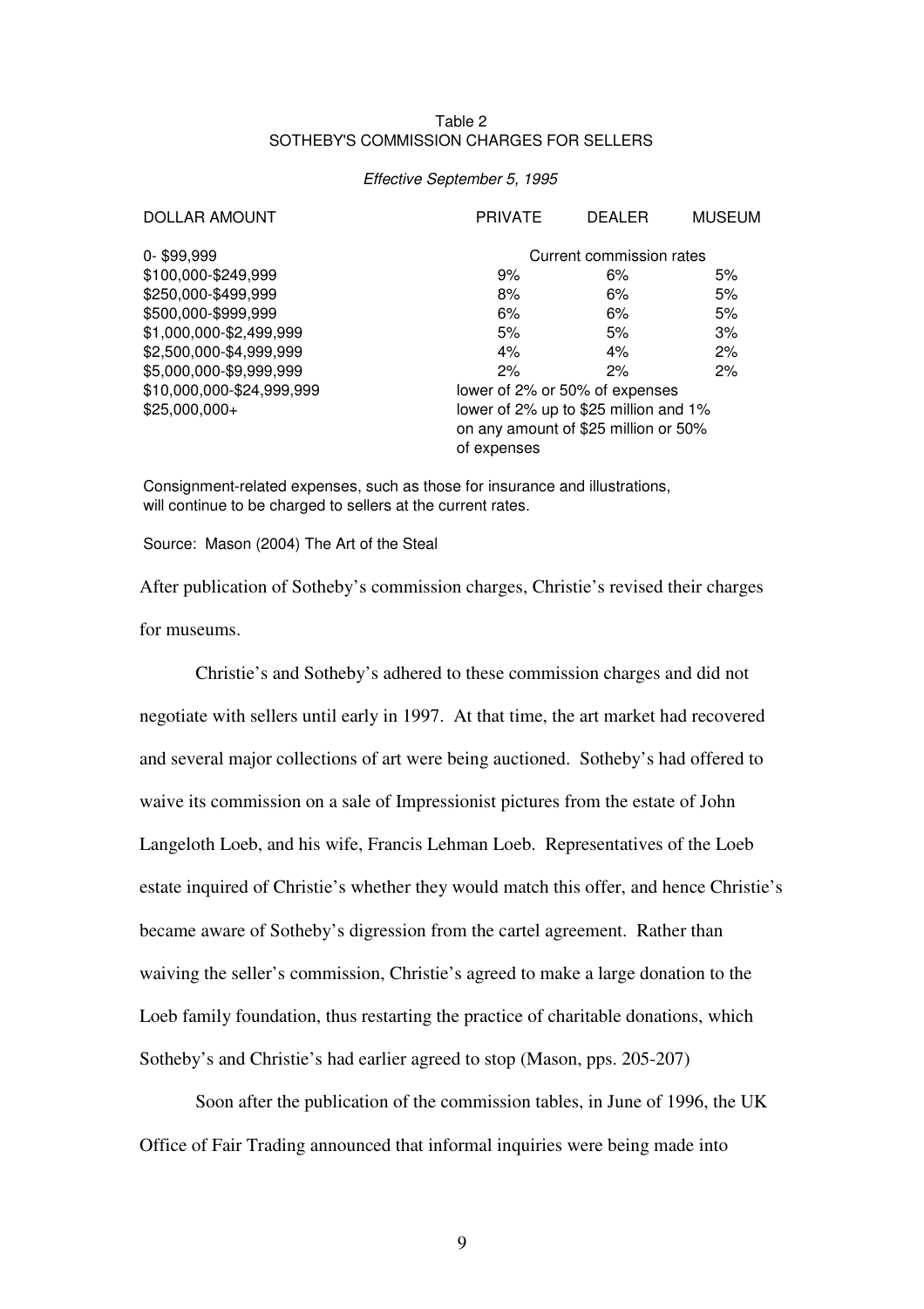Table 2
SOTHEBY'S COMMISSION CHARGES FOR SELLERS

*Effective September 5, 1995*

| DOLLAR AMOUNT | PRIVATE | DEALER | MUSEUM |
|---|---|---|---|
| 0- $99,999 | Current commission rates | | |
| $100,000-$249,999 | 9% | 6% | 5% |
| $250,000-$499,999 | 8% | 6% | 5% |
| $500,000-$999,999 | 6% | 6% | 5% |
| $1,000,000-$2,499,999 | 5% | 5% | 3% |
| $2,500,000-$4,999,999 | 4% | 4% | 2% |
| $5,000,000-$9,999,999 | 2% | 2% | 2% |
| $10,000,000-$24,999,999 | lower of 2% or 50% of expenses | | |
| $25,000,000+ | lower of 2% up to $25 million and 1% on any amount of $25 million or 50% of expenses | | |

Consignment-related expenses, such as those for insurance and illustrations, will continue to be charged to sellers at the current rates.

Source: Mason (2004) The Art of the Steal

After publication of Sotheby's commission charges, Christie's revised their charges for museums.

Christie's and Sotheby's adhered to these commission charges and did not negotiate with sellers until early in 1997. At that time, the art market had recovered and several major collections of art were being auctioned. Sotheby's had offered to waive its commission on a sale of Impressionist pictures from the estate of John Langeloth Loeb, and his wife, Francis Lehman Loeb. Representatives of the Loeb estate inquired of Christie's whether they would match this offer, and hence Christie's became aware of Sotheby's digression from the cartel agreement. Rather than waiving the seller's commission, Christie's agreed to make a large donation to the Loeb family foundation, thus restarting the practice of charitable donations, which Sotheby's and Christie's had earlier agreed to stop (Mason, pps. 205-207)

Soon after the publication of the commission tables, in June of 1996, the UK Office of Fair Trading announced that informal inquiries were being made into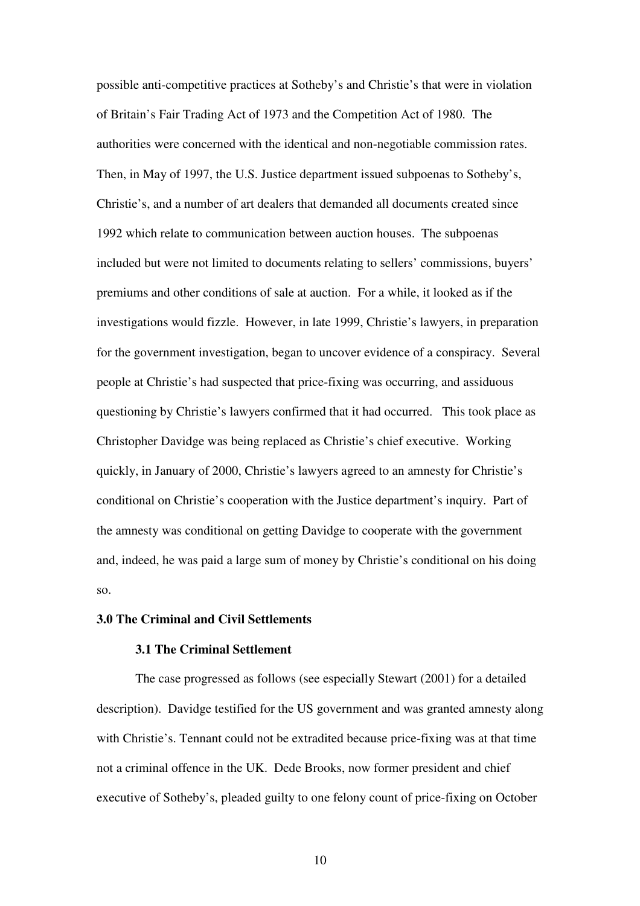possible anti-competitive practices at Sotheby's and Christie's that were in violation of Britain's Fair Trading Act of 1973 and the Competition Act of 1980. The authorities were concerned with the identical and non-negotiable commission rates. Then, in May of 1997, the U.S. Justice department issued subpoenas to Sotheby's, Christie's, and a number of art dealers that demanded all documents created since 1992 which relate to communication between auction houses. The subpoenas included but were not limited to documents relating to sellers' commissions, buyers' premiums and other conditions of sale at auction. For a while, it looked as if the investigations would fizzle. However, in late 1999, Christie's lawyers, in preparation for the government investigation, began to uncover evidence of a conspiracy. Several people at Christie's had suspected that price-fixing was occurring, and assiduous questioning by Christie's lawyers confirmed that it had occurred. This took place as Christopher Davidge was being replaced as Christie's chief executive. Working quickly, in January of 2000, Christie's lawyers agreed to an amnesty for Christie's conditional on Christie's cooperation with the Justice department's inquiry. Part of the amnesty was conditional on getting Davidge to cooperate with the government and, indeed, he was paid a large sum of money by Christie's conditional on his doing so.

## 3.0 The Criminal and Civil Settlements

### 3.1 The Criminal Settlement

The case progressed as follows (see especially Stewart (2001) for a detailed description). Davidge testified for the US government and was granted amnesty along with Christie's. Tennant could not be extradited because price-fixing was at that time not a criminal offence in the UK. Dede Brooks, now former president and chief executive of Sotheby's, pleaded guilty to one felony count of price-fixing on October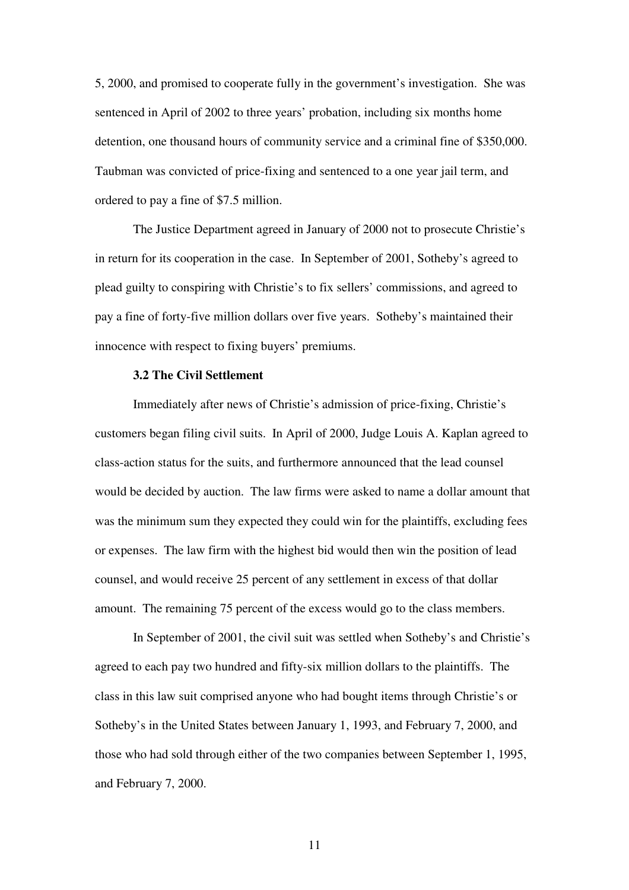5, 2000, and promised to cooperate fully in the government's investigation. She was sentenced in April of 2002 to three years' probation, including six months home detention, one thousand hours of community service and a criminal fine of $350,000. Taubman was convicted of price-fixing and sentenced to a one year jail term, and ordered to pay a fine of $7.5 million.

The Justice Department agreed in January of 2000 not to prosecute Christie's in return for its cooperation in the case. In September of 2001, Sotheby's agreed to plead guilty to conspiring with Christie's to fix sellers' commissions, and agreed to pay a fine of forty-five million dollars over five years. Sotheby's maintained their innocence with respect to fixing buyers' premiums.

### 3.2 The Civil Settlement

Immediately after news of Christie's admission of price-fixing, Christie's customers began filing civil suits. In April of 2000, Judge Louis A. Kaplan agreed to class-action status for the suits, and furthermore announced that the lead counsel would be decided by auction. The law firms were asked to name a dollar amount that was the minimum sum they expected they could win for the plaintiffs, excluding fees or expenses. The law firm with the highest bid would then win the position of lead counsel, and would receive 25 percent of any settlement in excess of that dollar amount. The remaining 75 percent of the excess would go to the class members.

In September of 2001, the civil suit was settled when Sotheby's and Christie's agreed to each pay two hundred and fifty-six million dollars to the plaintiffs. The class in this law suit comprised anyone who had bought items through Christie's or Sotheby's in the United States between January 1, 1993, and February 7, 2000, and those who had sold through either of the two companies between September 1, 1995, and February 7, 2000.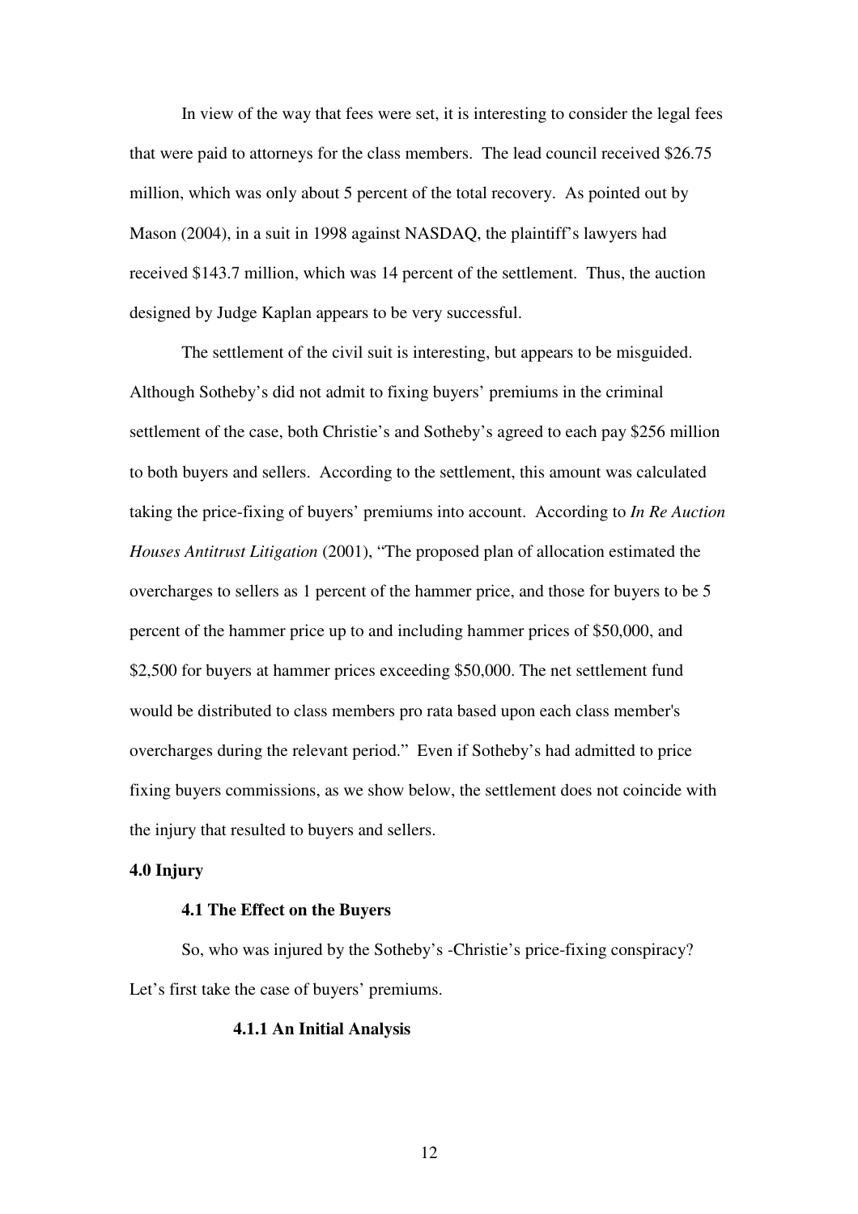In view of the way that fees were set, it is interesting to consider the legal fees that were paid to attorneys for the class members. The lead council received $26.75 million, which was only about 5 percent of the total recovery. As pointed out by Mason (2004), in a suit in 1998 against NASDAQ, the plaintiff's lawyers had received $143.7 million, which was 14 percent of the settlement. Thus, the auction designed by Judge Kaplan appears to be very successful.

The settlement of the civil suit is interesting, but appears to be misguided. Although Sotheby's did not admit to fixing buyers' premiums in the criminal settlement of the case, both Christie's and Sotheby's agreed to each pay $256 million to both buyers and sellers. According to the settlement, this amount was calculated taking the price-fixing of buyers' premiums into account. According to *In Re Auction Houses Antitrust Litigation* (2001), "The proposed plan of allocation estimated the overcharges to sellers as 1 percent of the hammer price, and those for buyers to be 5 percent of the hammer price up to and including hammer prices of $50,000, and $2,500 for buyers at hammer prices exceeding $50,000. The net settlement fund would be distributed to class members pro rata based upon each class member's overcharges during the relevant period." Even if Sotheby's had admitted to price fixing buyers commissions, as we show below, the settlement does not coincide with the injury that resulted to buyers and sellers.

## 4.0 Injury

### 4.1 The Effect on the Buyers

So, who was injured by the Sotheby's -Christie's price-fixing conspiracy? Let's first take the case of buyers' premiums.

#### 4.1.1 An Initial Analysis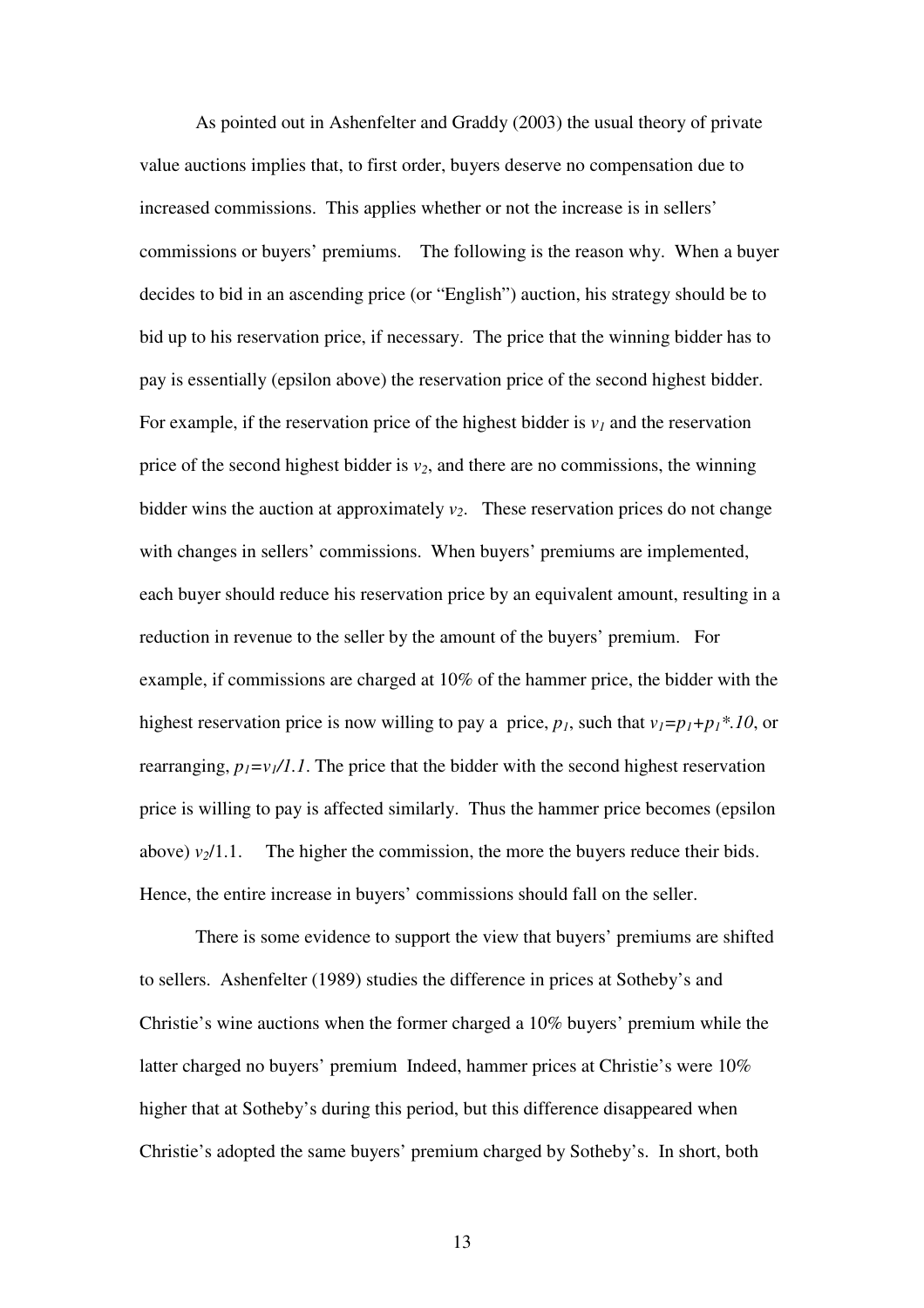As pointed out in Ashenfelter and Graddy (2003) the usual theory of private value auctions implies that, to first order, buyers deserve no compensation due to increased commissions. This applies whether or not the increase is in sellers' commissions or buyers' premiums. The following is the reason why. When a buyer decides to bid in an ascending price (or "English") auction, his strategy should be to bid up to his reservation price, if necessary. The price that the winning bidder has to pay is essentially (epsilon above) the reservation price of the second highest bidder. For example, if the reservation price of the highest bidder is $v_1$ and the reservation price of the second highest bidder is $v_2$, and there are no commissions, the winning bidder wins the auction at approximately $v_2$. These reservation prices do not change with changes in sellers' commissions. When buyers' premiums are implemented, each buyer should reduce his reservation price by an equivalent amount, resulting in a reduction in revenue to the seller by the amount of the buyers' premium. For example, if commissions are charged at 10% of the hammer price, the bidder with the highest reservation price is now willing to pay a price, $p_1$, such that $v_1 = p_1 + p_1 * .10$, or rearranging, $p_1 = v_1 / 1.1$. The price that the bidder with the second highest reservation price is willing to pay is affected similarly. Thus the hammer price becomes (epsilon above) $v_2/1.1$. The higher the commission, the more the buyers reduce their bids. Hence, the entire increase in buyers' commissions should fall on the seller.

There is some evidence to support the view that buyers' premiums are shifted to sellers. Ashenfelter (1989) studies the difference in prices at Sotheby's and Christie's wine auctions when the former charged a 10% buyers' premium while the latter charged no buyers' premium Indeed, hammer prices at Christie's were 10% higher that at Sotheby's during this period, but this difference disappeared when Christie's adopted the same buyers' premium charged by Sotheby's. In short, both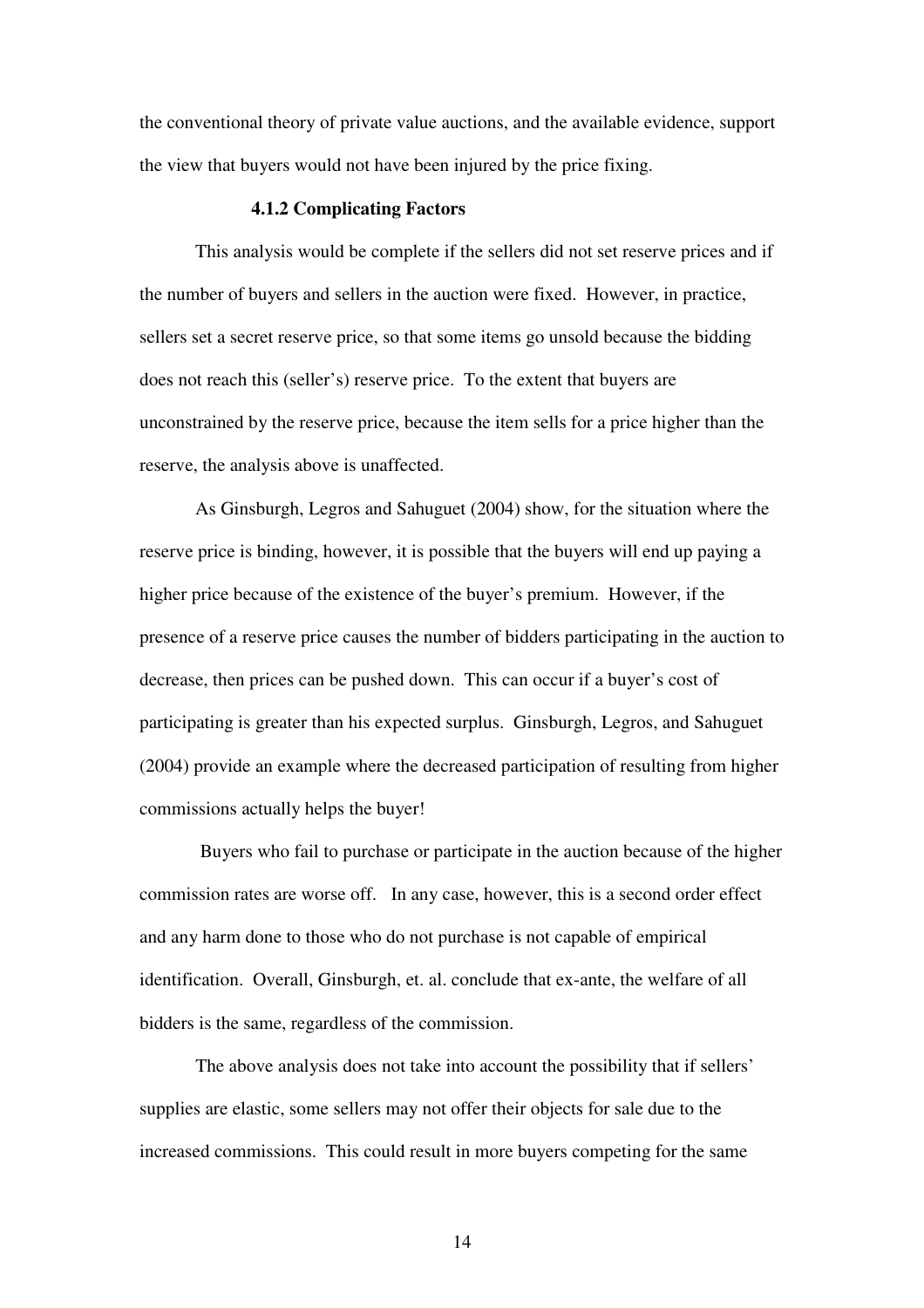the conventional theory of private value auctions, and the available evidence, support the view that buyers would not have been injured by the price fixing.

#### 4.1.2 Complicating Factors

This analysis would be complete if the sellers did not set reserve prices and if the number of buyers and sellers in the auction were fixed. However, in practice, sellers set a secret reserve price, so that some items go unsold because the bidding does not reach this (seller's) reserve price. To the extent that buyers are unconstrained by the reserve price, because the item sells for a price higher than the reserve, the analysis above is unaffected.

As Ginsburgh, Legros and Sahuguet (2004) show, for the situation where the reserve price is binding, however, it is possible that the buyers will end up paying a higher price because of the existence of the buyer's premium. However, if the presence of a reserve price causes the number of bidders participating in the auction to decrease, then prices can be pushed down. This can occur if a buyer's cost of participating is greater than his expected surplus. Ginsburgh, Legros, and Sahuguet (2004) provide an example where the decreased participation of resulting from higher commissions actually helps the buyer!

Buyers who fail to purchase or participate in the auction because of the higher commission rates are worse off. In any case, however, this is a second order effect and any harm done to those who do not purchase is not capable of empirical identification. Overall, Ginsburgh, et. al. conclude that ex-ante, the welfare of all bidders is the same, regardless of the commission.

The above analysis does not take into account the possibility that if sellers' supplies are elastic, some sellers may not offer their objects for sale due to the increased commissions. This could result in more buyers competing for the same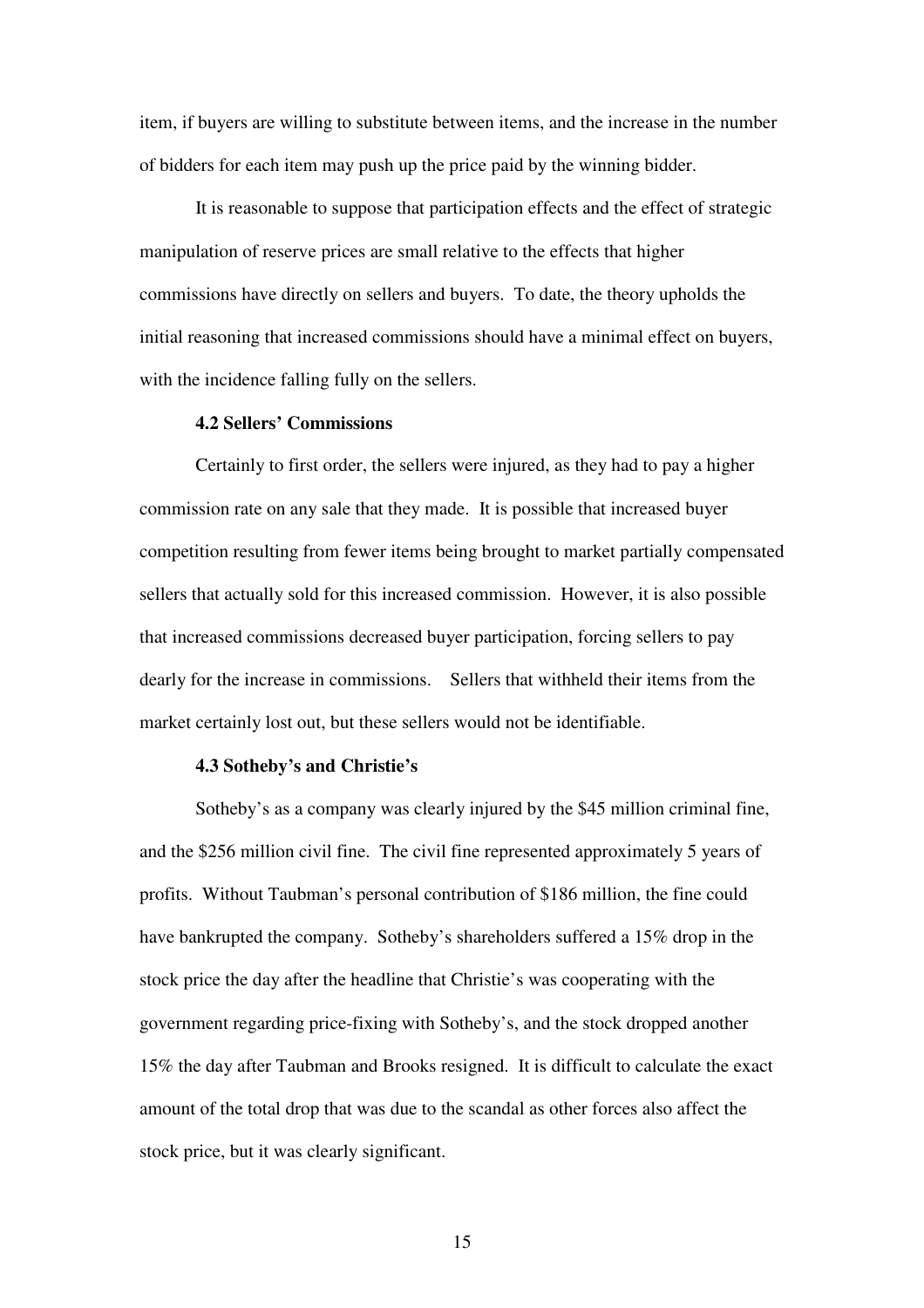item, if buyers are willing to substitute between items, and the increase in the number of bidders for each item may push up the price paid by the winning bidder.

It is reasonable to suppose that participation effects and the effect of strategic manipulation of reserve prices are small relative to the effects that higher commissions have directly on sellers and buyers. To date, the theory upholds the initial reasoning that increased commissions should have a minimal effect on buyers, with the incidence falling fully on the sellers.

### 4.2 Sellers' Commissions

Certainly to first order, the sellers were injured, as they had to pay a higher commission rate on any sale that they made. It is possible that increased buyer competition resulting from fewer items being brought to market partially compensated sellers that actually sold for this increased commission. However, it is also possible that increased commissions decreased buyer participation, forcing sellers to pay dearly for the increase in commissions. Sellers that withheld their items from the market certainly lost out, but these sellers would not be identifiable.

### 4.3 Sotheby's and Christie's

Sotheby's as a company was clearly injured by the $45 million criminal fine, and the $256 million civil fine. The civil fine represented approximately 5 years of profits. Without Taubman's personal contribution of $186 million, the fine could have bankrupted the company. Sotheby's shareholders suffered a 15% drop in the stock price the day after the headline that Christie's was cooperating with the government regarding price-fixing with Sotheby's, and the stock dropped another 15% the day after Taubman and Brooks resigned. It is difficult to calculate the exact amount of the total drop that was due to the scandal as other forces also affect the stock price, but it was clearly significant.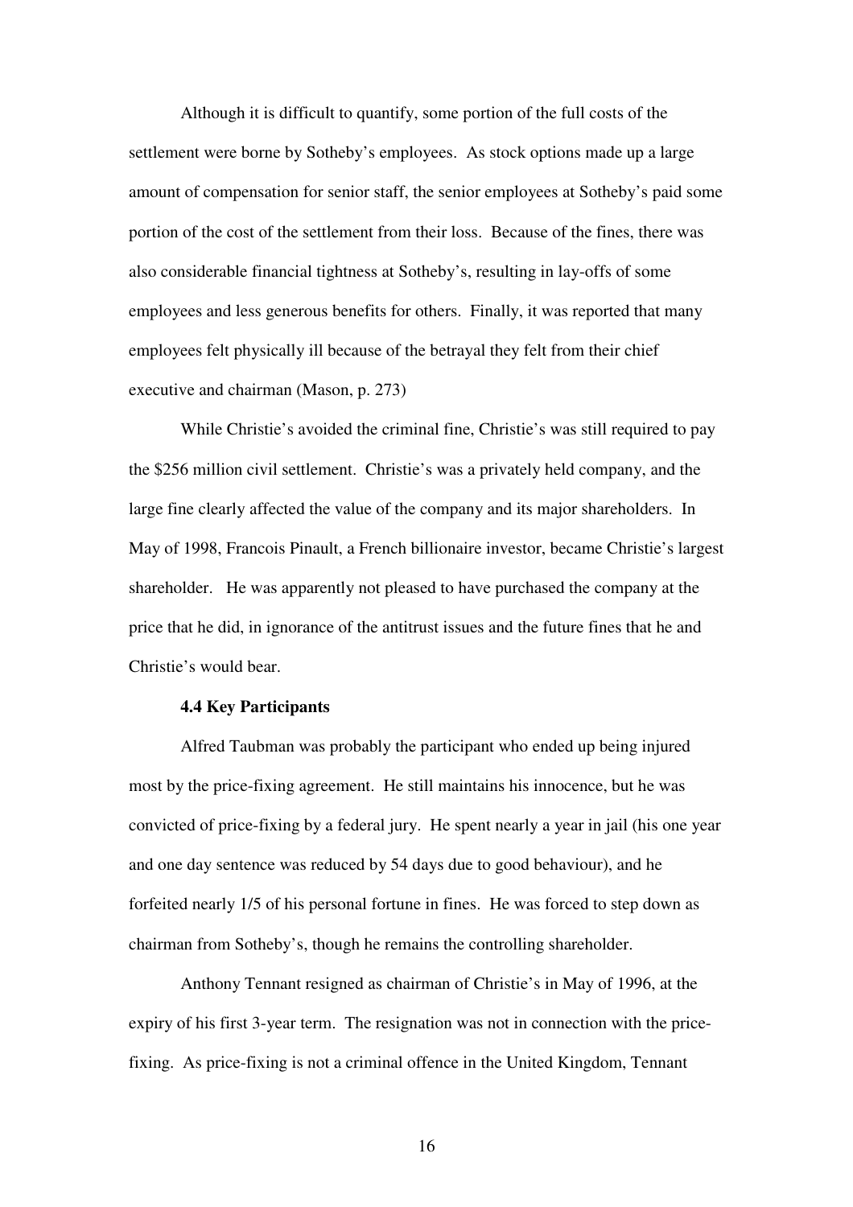Although it is difficult to quantify, some portion of the full costs of the settlement were borne by Sotheby's employees. As stock options made up a large amount of compensation for senior staff, the senior employees at Sotheby's paid some portion of the cost of the settlement from their loss. Because of the fines, there was also considerable financial tightness at Sotheby's, resulting in lay-offs of some employees and less generous benefits for others. Finally, it was reported that many employees felt physically ill because of the betrayal they felt from their chief executive and chairman (Mason, p. 273)

While Christie's avoided the criminal fine, Christie's was still required to pay the $256 million civil settlement. Christie's was a privately held company, and the large fine clearly affected the value of the company and its major shareholders. In May of 1998, Francois Pinault, a French billionaire investor, became Christie's largest shareholder. He was apparently not pleased to have purchased the company at the price that he did, in ignorance of the antitrust issues and the future fines that he and Christie's would bear.

### 4.4 Key Participants

Alfred Taubman was probably the participant who ended up being injured most by the price-fixing agreement. He still maintains his innocence, but he was convicted of price-fixing by a federal jury. He spent nearly a year in jail (his one year and one day sentence was reduced by 54 days due to good behaviour), and he forfeited nearly 1/5 of his personal fortune in fines. He was forced to step down as chairman from Sotheby's, though he remains the controlling shareholder.

Anthony Tennant resigned as chairman of Christie's in May of 1996, at the expiry of his first 3-year term. The resignation was not in connection with the price-fixing. As price-fixing is not a criminal offence in the United Kingdom, Tennant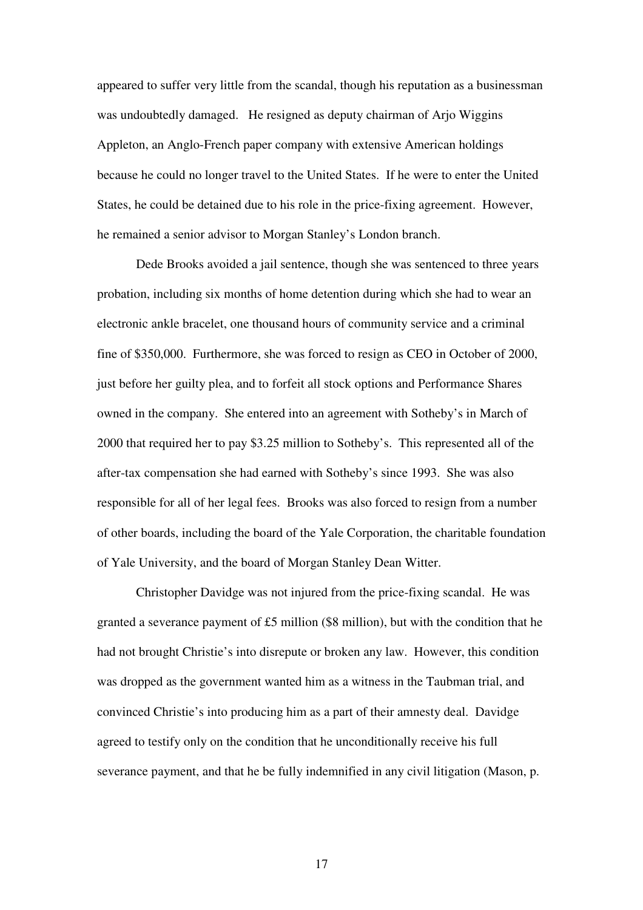appeared to suffer very little from the scandal, though his reputation as a businessman was undoubtedly damaged. He resigned as deputy chairman of Arjo Wiggins Appleton, an Anglo-French paper company with extensive American holdings because he could no longer travel to the United States. If he were to enter the United States, he could be detained due to his role in the price-fixing agreement. However, he remained a senior advisor to Morgan Stanley's London branch.

Dede Brooks avoided a jail sentence, though she was sentenced to three years probation, including six months of home detention during which she had to wear an electronic ankle bracelet, one thousand hours of community service and a criminal fine of $350,000. Furthermore, she was forced to resign as CEO in October of 2000, just before her guilty plea, and to forfeit all stock options and Performance Shares owned in the company. She entered into an agreement with Sotheby's in March of 2000 that required her to pay $3.25 million to Sotheby's. This represented all of the after-tax compensation she had earned with Sotheby's since 1993. She was also responsible for all of her legal fees. Brooks was also forced to resign from a number of other boards, including the board of the Yale Corporation, the charitable foundation of Yale University, and the board of Morgan Stanley Dean Witter.

Christopher Davidge was not injured from the price-fixing scandal. He was granted a severance payment of £5 million ($8 million), but with the condition that he had not brought Christie's into disrepute or broken any law. However, this condition was dropped as the government wanted him as a witness in the Taubman trial, and convinced Christie's into producing him as a part of their amnesty deal. Davidge agreed to testify only on the condition that he unconditionally receive his full severance payment, and that he be fully indemnified in any civil litigation (Mason, p.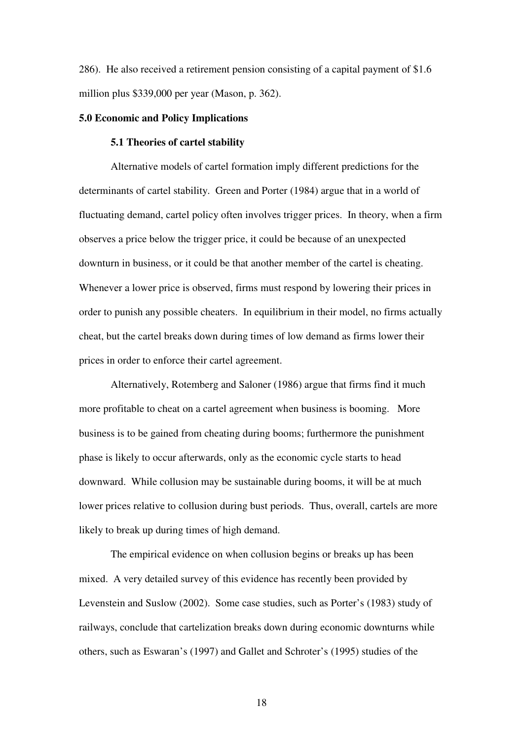286). He also received a retirement pension consisting of a capital payment of $1.6 million plus $339,000 per year (Mason, p. 362).

## 5.0 Economic and Policy Implications

### 5.1 Theories of cartel stability

Alternative models of cartel formation imply different predictions for the determinants of cartel stability. Green and Porter (1984) argue that in a world of fluctuating demand, cartel policy often involves trigger prices. In theory, when a firm observes a price below the trigger price, it could be because of an unexpected downturn in business, or it could be that another member of the cartel is cheating. Whenever a lower price is observed, firms must respond by lowering their prices in order to punish any possible cheaters. In equilibrium in their model, no firms actually cheat, but the cartel breaks down during times of low demand as firms lower their prices in order to enforce their cartel agreement.

Alternatively, Rotemberg and Saloner (1986) argue that firms find it much more profitable to cheat on a cartel agreement when business is booming. More business is to be gained from cheating during booms; furthermore the punishment phase is likely to occur afterwards, only as the economic cycle starts to head downward. While collusion may be sustainable during booms, it will be at much lower prices relative to collusion during bust periods. Thus, overall, cartels are more likely to break up during times of high demand.

The empirical evidence on when collusion begins or breaks up has been mixed. A very detailed survey of this evidence has recently been provided by Levenstein and Suslow (2002). Some case studies, such as Porter's (1983) study of railways, conclude that cartelization breaks down during economic downturns while others, such as Eswaran's (1997) and Gallet and Schroter's (1995) studies of the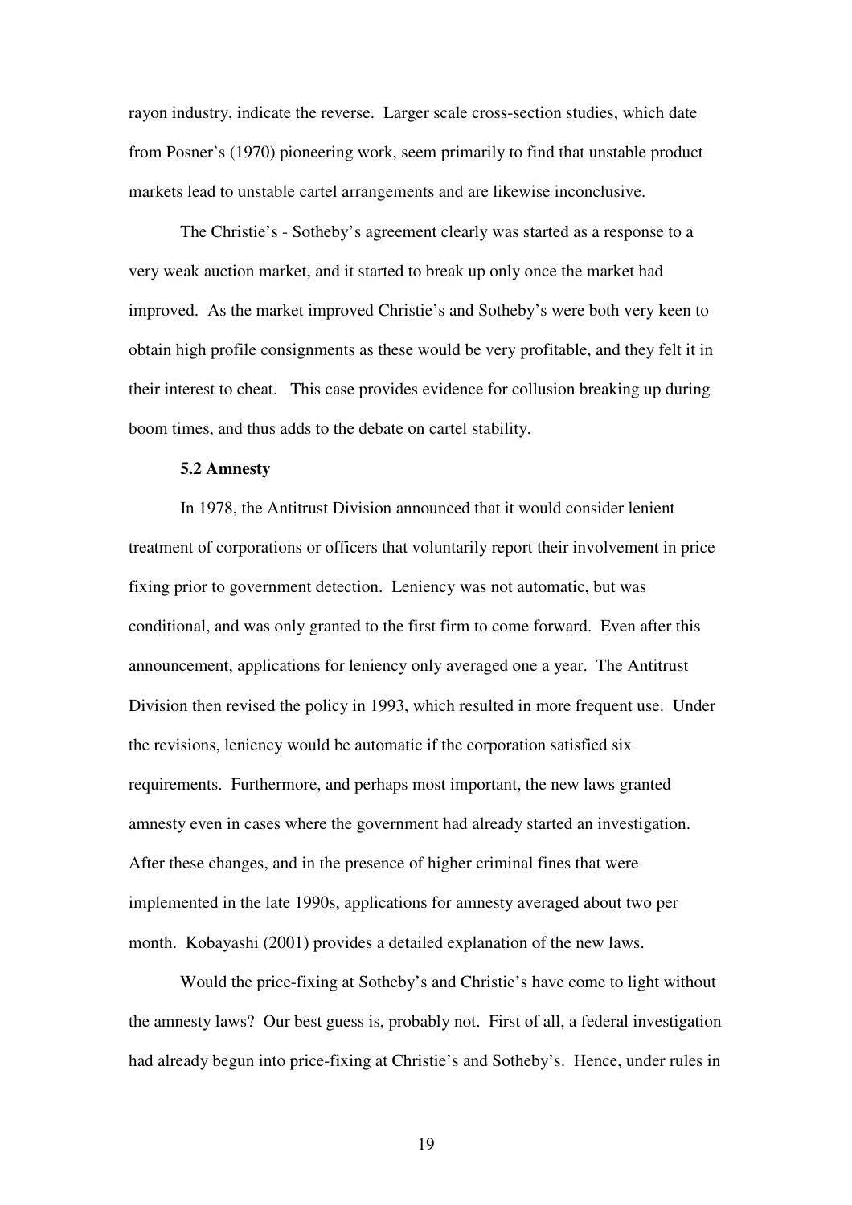rayon industry, indicate the reverse. Larger scale cross-section studies, which date from Posner's (1970) pioneering work, seem primarily to find that unstable product markets lead to unstable cartel arrangements and are likewise inconclusive.

The Christie's - Sotheby's agreement clearly was started as a response to a very weak auction market, and it started to break up only once the market had improved. As the market improved Christie's and Sotheby's were both very keen to obtain high profile consignments as these would be very profitable, and they felt it in their interest to cheat. This case provides evidence for collusion breaking up during boom times, and thus adds to the debate on cartel stability.

### 5.2 Amnesty

In 1978, the Antitrust Division announced that it would consider lenient treatment of corporations or officers that voluntarily report their involvement in price fixing prior to government detection. Leniency was not automatic, but was conditional, and was only granted to the first firm to come forward. Even after this announcement, applications for leniency only averaged one a year. The Antitrust Division then revised the policy in 1993, which resulted in more frequent use. Under the revisions, leniency would be automatic if the corporation satisfied six requirements. Furthermore, and perhaps most important, the new laws granted amnesty even in cases where the government had already started an investigation. After these changes, and in the presence of higher criminal fines that were implemented in the late 1990s, applications for amnesty averaged about two per month. Kobayashi (2001) provides a detailed explanation of the new laws.

Would the price-fixing at Sotheby's and Christie's have come to light without the amnesty laws? Our best guess is, probably not. First of all, a federal investigation had already begun into price-fixing at Christie's and Sotheby's. Hence, under rules in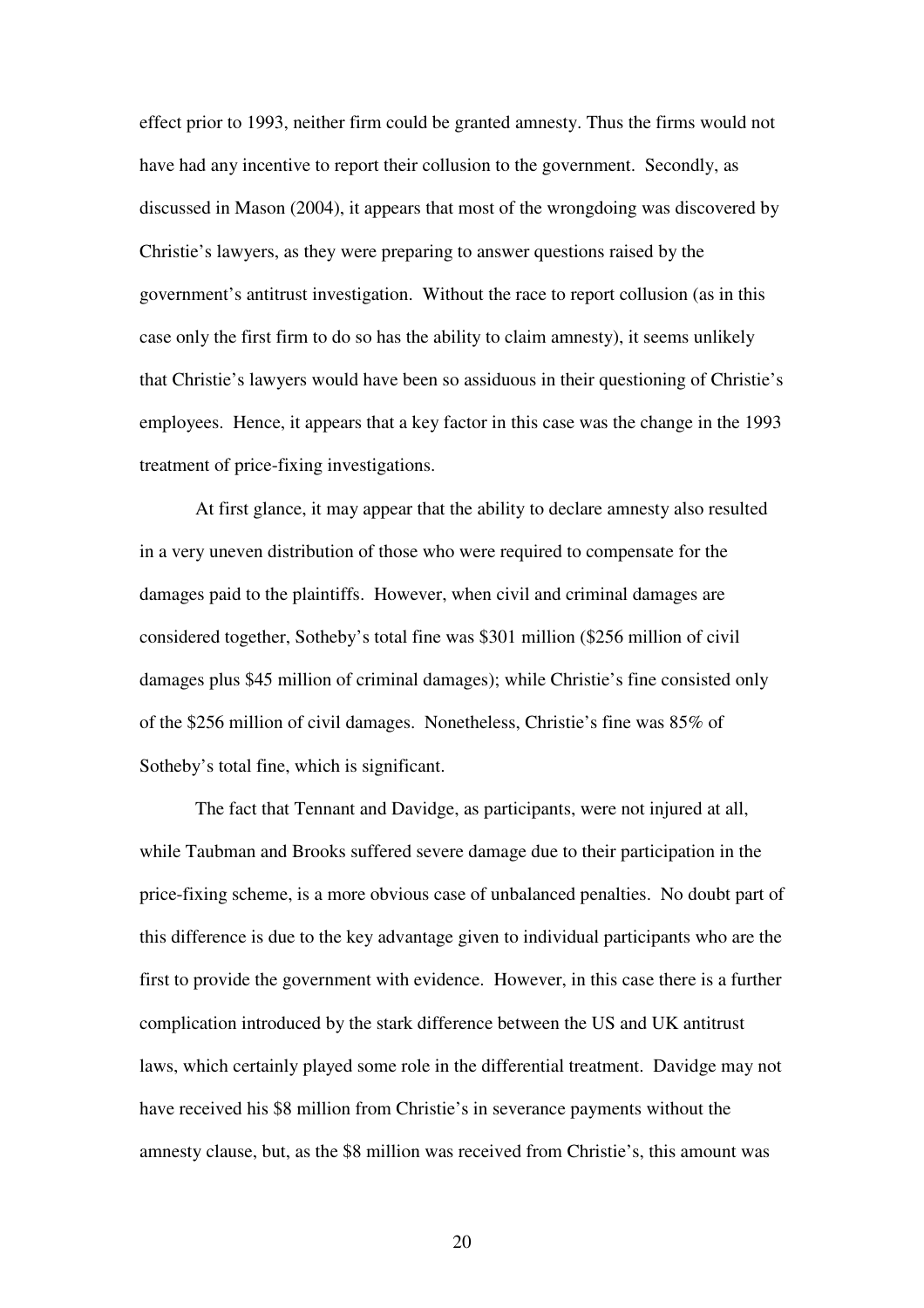effect prior to 1993, neither firm could be granted amnesty. Thus the firms would not have had any incentive to report their collusion to the government. Secondly, as discussed in Mason (2004), it appears that most of the wrongdoing was discovered by Christie's lawyers, as they were preparing to answer questions raised by the government's antitrust investigation. Without the race to report collusion (as in this case only the first firm to do so has the ability to claim amnesty), it seems unlikely that Christie's lawyers would have been so assiduous in their questioning of Christie's employees. Hence, it appears that a key factor in this case was the change in the 1993 treatment of price-fixing investigations.

At first glance, it may appear that the ability to declare amnesty also resulted in a very uneven distribution of those who were required to compensate for the damages paid to the plaintiffs. However, when civil and criminal damages are considered together, Sotheby's total fine was $301 million ($256 million of civil damages plus $45 million of criminal damages); while Christie's fine consisted only of the $256 million of civil damages. Nonetheless, Christie's fine was 85% of Sotheby's total fine, which is significant.

The fact that Tennant and Davidge, as participants, were not injured at all, while Taubman and Brooks suffered severe damage due to their participation in the price-fixing scheme, is a more obvious case of unbalanced penalties. No doubt part of this difference is due to the key advantage given to individual participants who are the first to provide the government with evidence. However, in this case there is a further complication introduced by the stark difference between the US and UK antitrust laws, which certainly played some role in the differential treatment. Davidge may not have received his $8 million from Christie's in severance payments without the amnesty clause, but, as the $8 million was received from Christie's, this amount was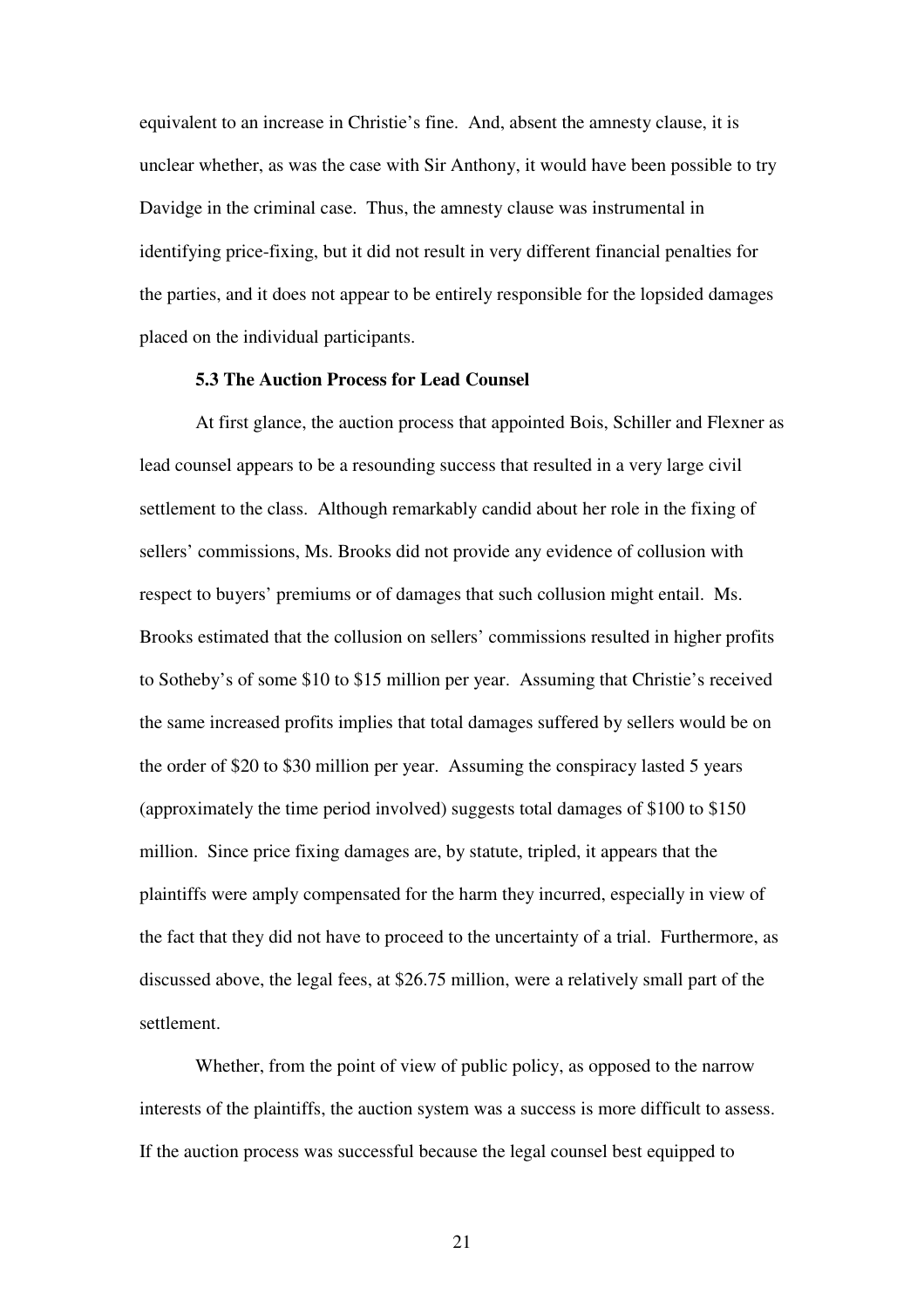equivalent to an increase in Christie's fine. And, absent the amnesty clause, it is unclear whether, as was the case with Sir Anthony, it would have been possible to try Davidge in the criminal case. Thus, the amnesty clause was instrumental in identifying price-fixing, but it did not result in very different financial penalties for the parties, and it does not appear to be entirely responsible for the lopsided damages placed on the individual participants.

### 5.3 The Auction Process for Lead Counsel

At first glance, the auction process that appointed Bois, Schiller and Flexner as lead counsel appears to be a resounding success that resulted in a very large civil settlement to the class. Although remarkably candid about her role in the fixing of sellers' commissions, Ms. Brooks did not provide any evidence of collusion with respect to buyers' premiums or of damages that such collusion might entail. Ms. Brooks estimated that the collusion on sellers' commissions resulted in higher profits to Sotheby's of some $10 to $15 million per year. Assuming that Christie's received the same increased profits implies that total damages suffered by sellers would be on the order of $20 to $30 million per year. Assuming the conspiracy lasted 5 years (approximately the time period involved) suggests total damages of $100 to $150 million. Since price fixing damages are, by statute, tripled, it appears that the plaintiffs were amply compensated for the harm they incurred, especially in view of the fact that they did not have to proceed to the uncertainty of a trial. Furthermore, as discussed above, the legal fees, at $26.75 million, were a relatively small part of the settlement.

Whether, from the point of view of public policy, as opposed to the narrow interests of the plaintiffs, the auction system was a success is more difficult to assess. If the auction process was successful because the legal counsel best equipped to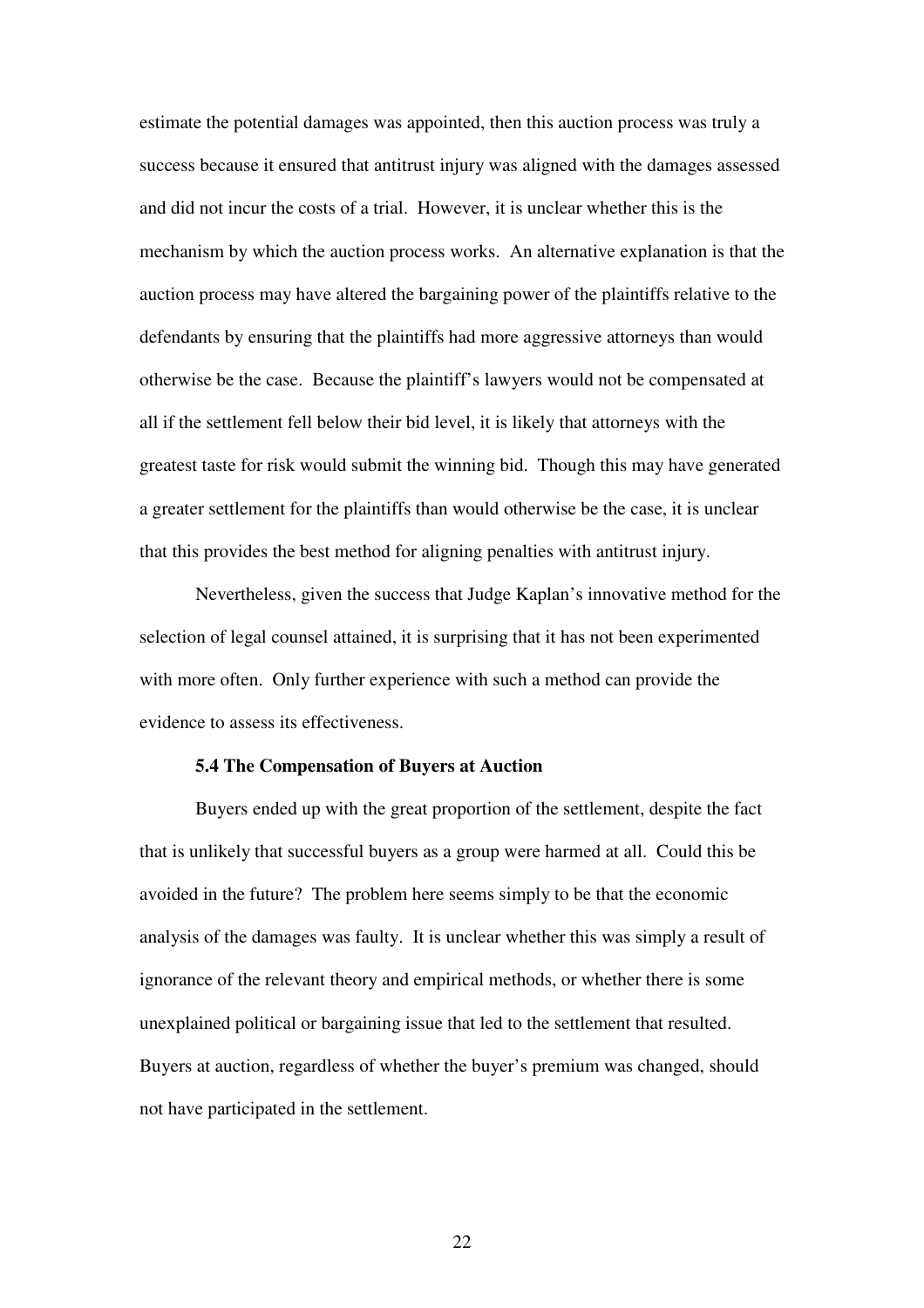estimate the potential damages was appointed, then this auction process was truly a success because it ensured that antitrust injury was aligned with the damages assessed and did not incur the costs of a trial. However, it is unclear whether this is the mechanism by which the auction process works. An alternative explanation is that the auction process may have altered the bargaining power of the plaintiffs relative to the defendants by ensuring that the plaintiffs had more aggressive attorneys than would otherwise be the case. Because the plaintiff's lawyers would not be compensated at all if the settlement fell below their bid level, it is likely that attorneys with the greatest taste for risk would submit the winning bid. Though this may have generated a greater settlement for the plaintiffs than would otherwise be the case, it is unclear that this provides the best method for aligning penalties with antitrust injury.

Nevertheless, given the success that Judge Kaplan's innovative method for the selection of legal counsel attained, it is surprising that it has not been experimented with more often. Only further experience with such a method can provide the evidence to assess its effectiveness.

### 5.4 The Compensation of Buyers at Auction

Buyers ended up with the great proportion of the settlement, despite the fact that is unlikely that successful buyers as a group were harmed at all. Could this be avoided in the future? The problem here seems simply to be that the economic analysis of the damages was faulty. It is unclear whether this was simply a result of ignorance of the relevant theory and empirical methods, or whether there is some unexplained political or bargaining issue that led to the settlement that resulted. Buyers at auction, regardless of whether the buyer's premium was changed, should not have participated in the settlement.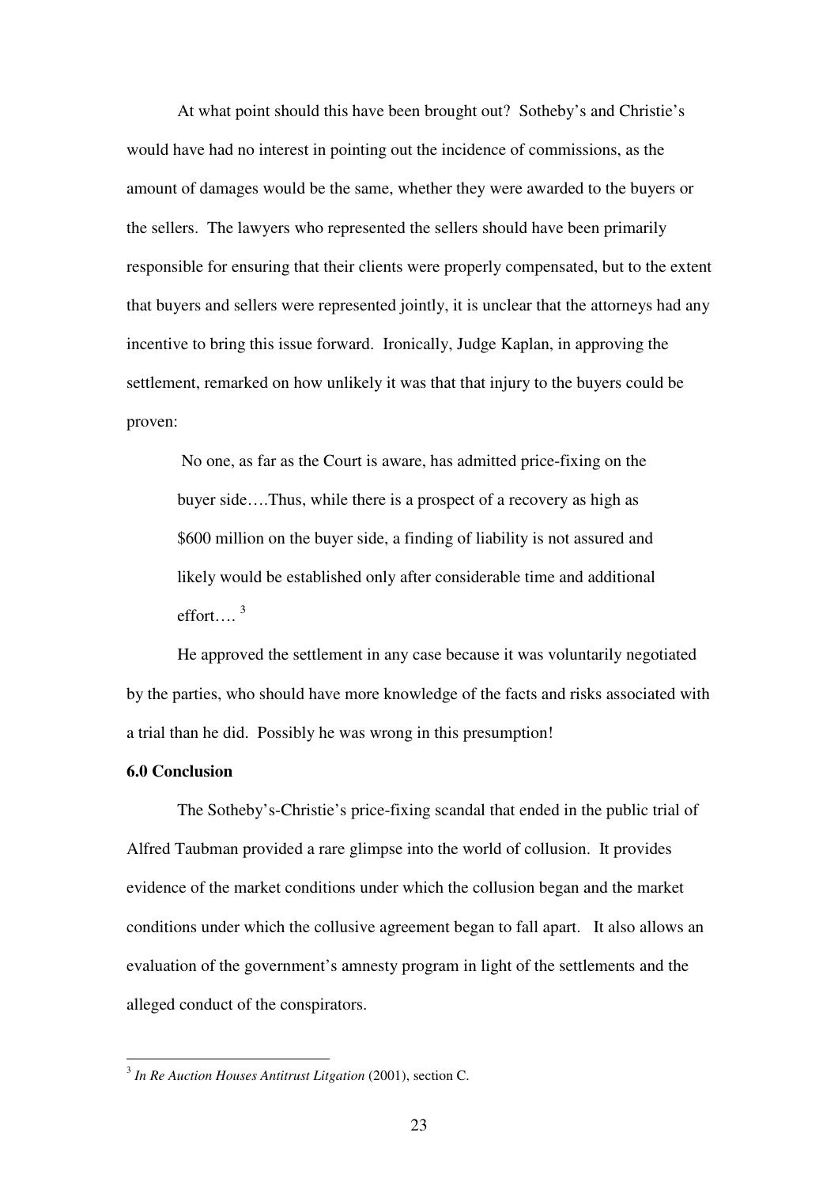At what point should this have been brought out? Sotheby's and Christie's would have had no interest in pointing out the incidence of commissions, as the amount of damages would be the same, whether they were awarded to the buyers or the sellers. The lawyers who represented the sellers should have been primarily responsible for ensuring that their clients were properly compensated, but to the extent that buyers and sellers were represented jointly, it is unclear that the attorneys had any incentive to bring this issue forward. Ironically, Judge Kaplan, in approving the settlement, remarked on how unlikely it was that that injury to the buyers could be proven:

> No one, as far as the Court is aware, has admitted price-fixing on the buyer side….Thus, while there is a prospect of a recovery as high as $600 million on the buyer side, a finding of liability is not assured and likely would be established only after considerable time and additional effort…. [3]

He approved the settlement in any case because it was voluntarily negotiated by the parties, who should have more knowledge of the facts and risks associated with a trial than he did. Possibly he was wrong in this presumption!

**6.0 Conclusion**

The Sotheby's-Christie's price-fixing scandal that ended in the public trial of Alfred Taubman provided a rare glimpse into the world of collusion. It provides evidence of the market conditions under which the collusion began and the market conditions under which the collusive agreement began to fall apart. It also allows an evaluation of the government's amnesty program in light of the settlements and the alleged conduct of the conspirators.

---

[3] *In Re Auction Houses Antitrust Litgation* (2001), section C.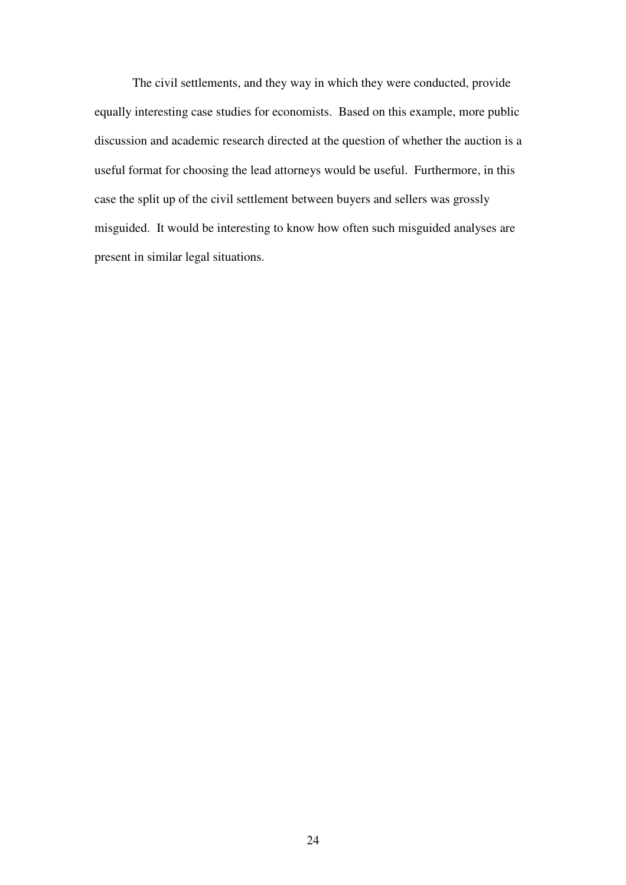The civil settlements, and they way in which they were conducted, provide equally interesting case studies for economists. Based on this example, more public discussion and academic research directed at the question of whether the auction is a useful format for choosing the lead attorneys would be useful. Furthermore, in this case the split up of the civil settlement between buyers and sellers was grossly misguided. It would be interesting to know how often such misguided analyses are present in similar legal situations.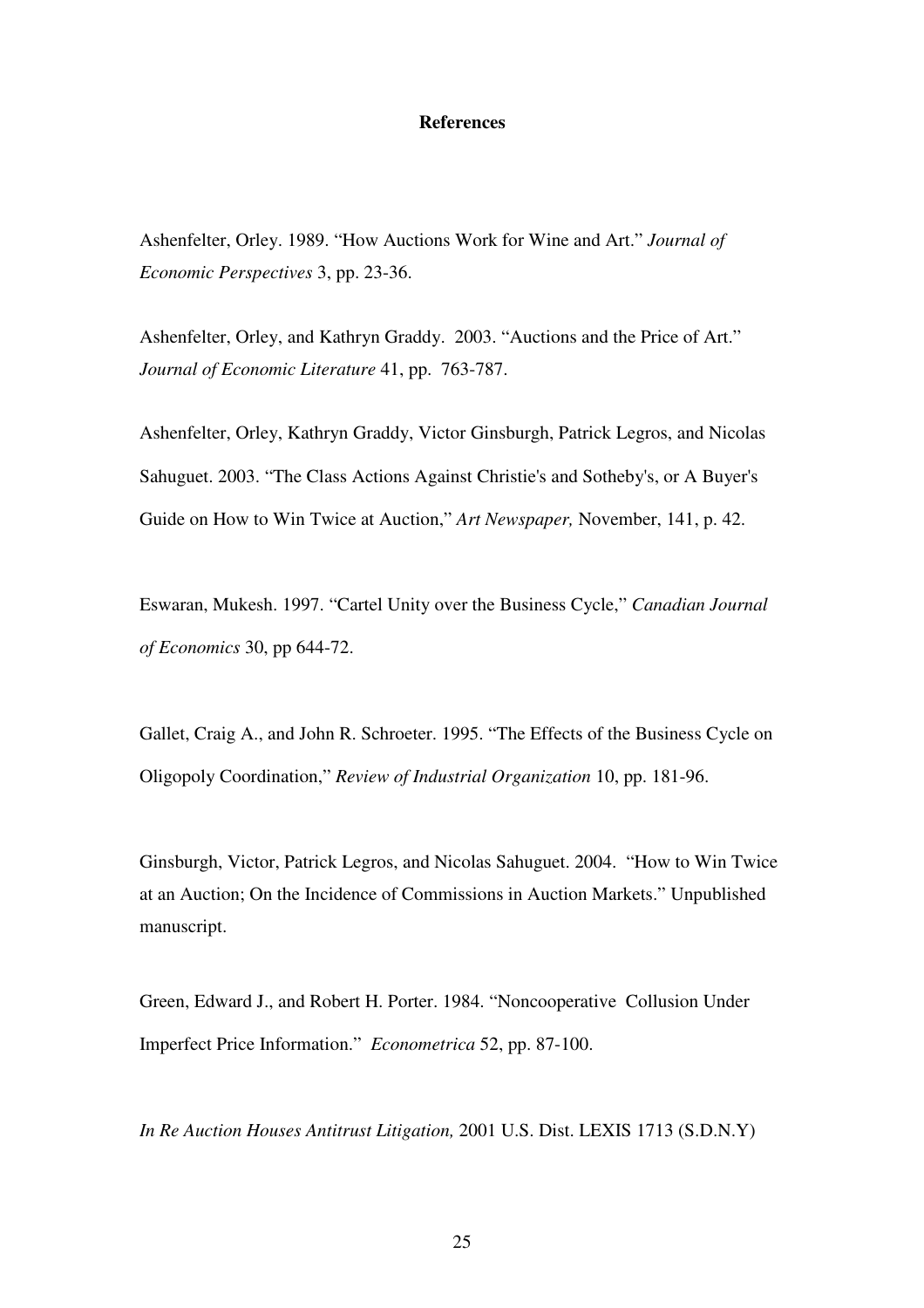## References

Ashenfelter, Orley. 1989. "How Auctions Work for Wine and Art." *Journal of Economic Perspectives* 3, pp. 23-36.

Ashenfelter, Orley, and Kathryn Graddy. 2003. "Auctions and the Price of Art." *Journal of Economic Literature* 41, pp. 763-787.

Ashenfelter, Orley, Kathryn Graddy, Victor Ginsburgh, Patrick Legros, and Nicolas Sahuguet. 2003. "The Class Actions Against Christie's and Sotheby's, or A Buyer's Guide on How to Win Twice at Auction," *Art Newspaper,* November, 141, p. 42.

Eswaran, Mukesh. 1997. "Cartel Unity over the Business Cycle," *Canadian Journal of Economics* 30, pp 644-72.

Gallet, Craig A., and John R. Schroeter. 1995. "The Effects of the Business Cycle on Oligopoly Coordination," *Review of Industrial Organization* 10, pp. 181-96.

Ginsburgh, Victor, Patrick Legros, and Nicolas Sahuguet. 2004. "How to Win Twice at an Auction; On the Incidence of Commissions in Auction Markets." Unpublished manuscript.

Green, Edward J., and Robert H. Porter. 1984. "Noncooperative Collusion Under Imperfect Price Information." *Econometrica* 52, pp. 87-100.

*In Re Auction Houses Antitrust Litigation,* 2001 U.S. Dist. LEXIS 1713 (S.D.N.Y)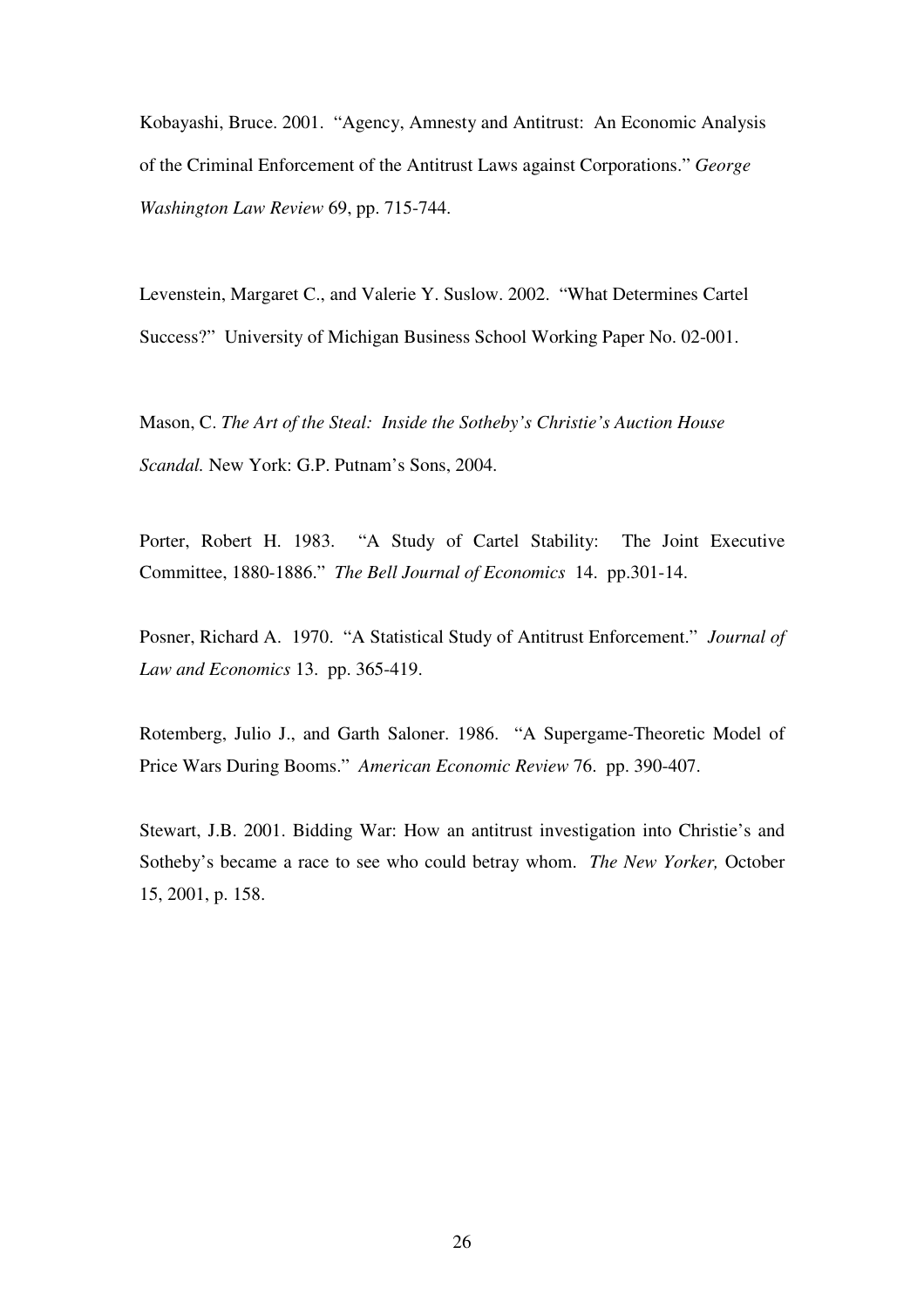Kobayashi, Bruce. 2001. "Agency, Amnesty and Antitrust: An Economic Analysis of the Criminal Enforcement of the Antitrust Laws against Corporations." *George Washington Law Review* 69, pp. 715-744.

Levenstein, Margaret C., and Valerie Y. Suslow. 2002. "What Determines Cartel Success?" University of Michigan Business School Working Paper No. 02-001.

Mason, C. *The Art of the Steal: Inside the Sotheby's Christie's Auction House Scandal.* New York: G.P. Putnam's Sons, 2004.

Porter, Robert H. 1983. "A Study of Cartel Stability: The Joint Executive Committee, 1880-1886." *The Bell Journal of Economics* 14. pp.301-14.

Posner, Richard A. 1970. "A Statistical Study of Antitrust Enforcement." *Journal of Law and Economics* 13. pp. 365-419.

Rotemberg, Julio J., and Garth Saloner. 1986. "A Supergame-Theoretic Model of Price Wars During Booms." *American Economic Review* 76. pp. 390-407.

Stewart, J.B. 2001. Bidding War: How an antitrust investigation into Christie's and Sotheby's became a race to see who could betray whom. *The New Yorker,* October 15, 2001, p. 158.